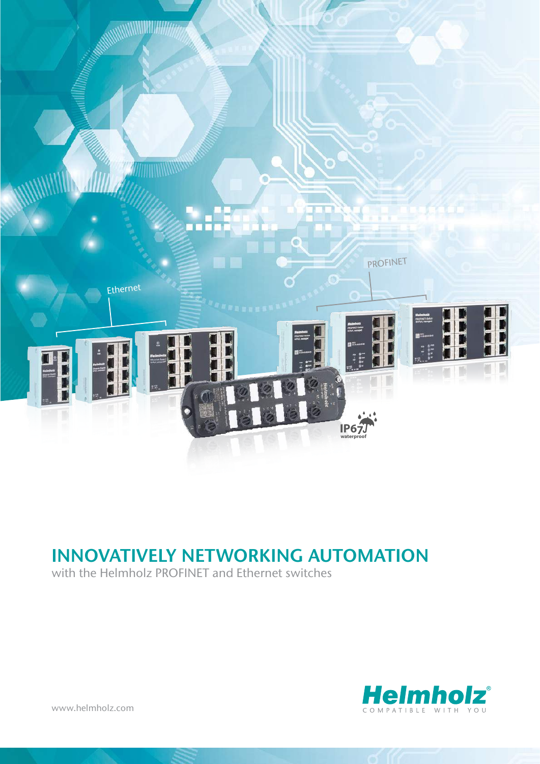Ethernet

PROFINET

IP67 waterproof

# INNOVATIVELY NETWORKING AUTOMATION

with the Helmholz PROFINET and Ethernet switches

www.helmholz.com

Helmholz®
COMPATIBLE WITH YOU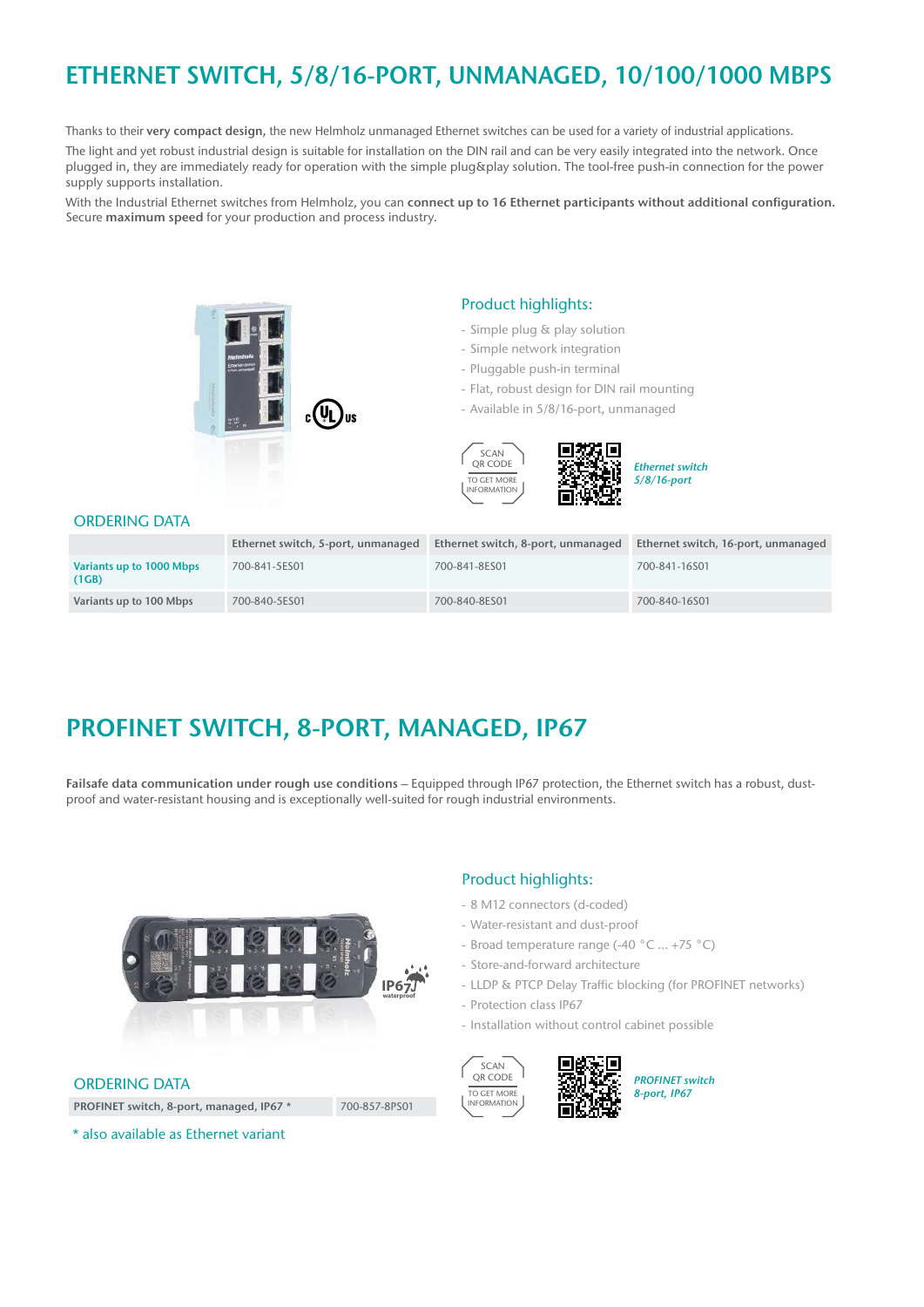# ETHERNET SWITCH, 5/8/16-PORT, UNMANAGED, 10/100/1000 MBPS

Thanks to their **very compact design,** the new Helmholz unmanaged Ethernet switches can be used for a variety of industrial applications.
The light and yet robust industrial design is suitable for installation on the DIN rail and can be very easily integrated into the network. Once plugged in, they are immediately ready for operation with the simple plug&play solution. The tool-free push-in connection for the power supply supports installation.

With the Industrial Ethernet switches from Helmholz, you can **connect up to 16 Ethernet participants without additional configuration.** Secure **maximum speed** for your production and process industry.

### Product highlights:

- Simple plug & play solution
- Simple network integration
- Pluggable push-in terminal
- Flat, robust design for DIN rail mounting
- Available in 5/8/16-port, unmanaged

SCAN QR CODE TO GET MORE INFORMATION

*Ethernet switch 5/8/16-port*

### ORDERING DATA

| | Ethernet switch, 5-port, unmanaged | Ethernet switch, 8-port, unmanaged | Ethernet switch, 16-port, unmanaged |
|---|---|---|---|
| **Variants up to 1000 Mbps (1GB)** | 700-841-5ES01 | 700-841-8ES01 | 700-841-16S01 |
| **Variants up to 100 Mbps** | 700-840-5ES01 | 700-840-8ES01 | 700-840-16S01 |

# PROFINET SWITCH, 8-PORT, MANAGED, IP67

**Failsafe data communication under rough use conditions** – Equipped through IP67 protection, the Ethernet switch has a robust, dust-proof and water-resistant housing and is exceptionally well-suited for rough industrial environments.

### Product highlights:

- 8 M12 connectors (d-coded)
- Water-resistant and dust-proof
- Broad temperature range (-40 °C ... +75 °C)
- Store-and-forward architecture
- LLDP & PTCP Delay Traffic blocking (for PROFINET networks)
- Protection class IP67
- Installation without control cabinet possible

SCAN QR CODE TO GET MORE INFORMATION

*PROFINET switch 8-port, IP67*

### ORDERING DATA

| | |
|---|---|
| **PROFINET switch, 8-port, managed, IP67 *** | 700-857-8PS01 |

* also available as Ethernet variant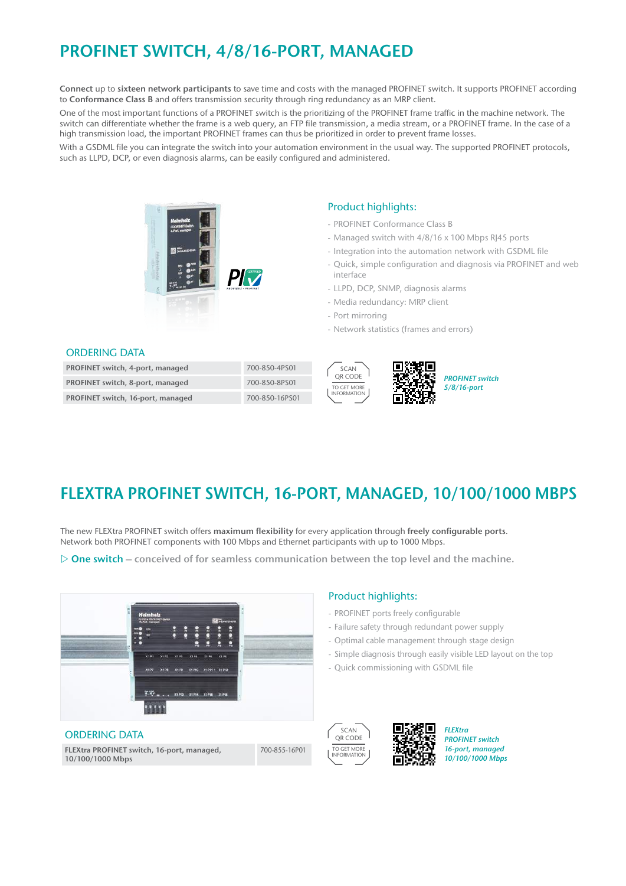# PROFINET SWITCH, 4/8/16-PORT, MANAGED

**Connect** up to **sixteen network participants** to save time and costs with the managed PROFINET switch. It supports PROFINET according to **Conformance Class B** and offers transmission security through ring redundancy as an MRP client.

One of the most important functions of a PROFINET switch is the prioritizing of the PROFINET frame traffic in the machine network. The switch can differentiate whether the frame is a web query, an FTP file transmission, a media stream, or a PROFINET frame. In the case of a high transmission load, the important PROFINET frames can thus be prioritized in order to prevent frame losses.

With a GSDML file you can integrate the switch into your automation environment in the usual way. The supported PROFINET protocols, such as LLPD, DCP, or even diagnosis alarms, can be easily configured and administered.

## Product highlights:

- PROFINET Conformance Class B
- Managed switch with 4/8/16 x 100 Mbps RJ45 ports
- Integration into the automation network with GSDML file
- Quick, simple configuration and diagnosis via PROFINET and web interface
- LLPD, DCP, SNMP, diagnosis alarms
- Media redundancy: MRP client
- Port mirroring
- Network statistics (frames and errors)

## ORDERING DATA

| | |
|---|---|
| **PROFINET switch, 4-port, managed** | 700-850-4PS01 |
| **PROFINET switch, 8-port, managed** | 700-850-8PS01 |
| **PROFINET switch, 16-port, managed** | 700-850-16PS01 |

SCAN QR CODE TO GET MORE INFORMATION

*PROFINET switch 5/8/16-port*

# FLEXTRA PROFINET SWITCH, 16-PORT, MANAGED, 10/100/1000 MBPS

The new FLEXtra PROFINET switch offers **maximum flexibility** for every application through **freely configurable ports**. Network both PROFINET components with 100 Mbps and Ethernet participants with up to 1000 Mbps.

▷ **One switch** – conceived of for seamless communication between the top level and the machine.

## Product highlights:

- PROFINET ports freely configurable
- Failure safety through redundant power supply
- Optimal cable management through stage design
- Simple diagnosis through easily visible LED layout on the top
- Quick commissioning with GSDML file

## ORDERING DATA

| | |
|---|---|
| **FLEXtra PROFINET switch, 16-port, managed, 10/100/1000 Mbps** | 700-855-16P01 |

SCAN QR CODE TO GET MORE INFORMATION

*FLEXtra PROFINET switch 16-port, managed 10/100/1000 Mbps*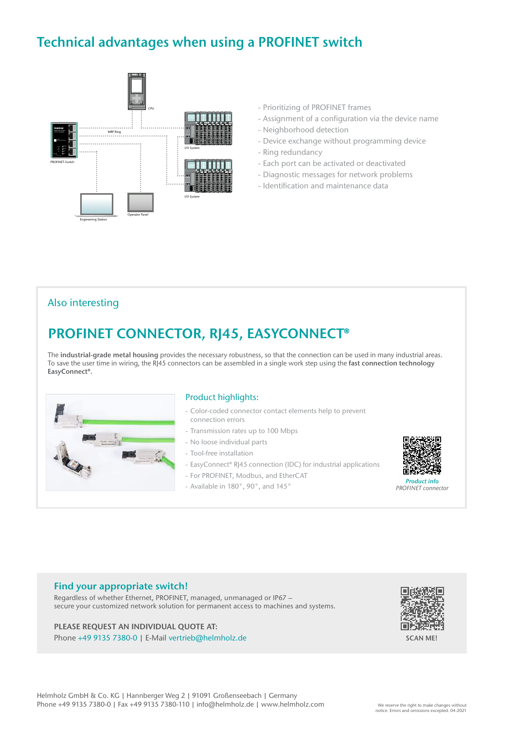# Technical advantages when using a PROFINET switch

CPU

MRP Ring

PROFINET-Switch

I/O System

I/O System

Engineering Station

Operator Panel

- Prioritizing of PROFINET frames
- Assignment of a configuration via the device name
- Neighborhood detection
- Device exchange without programming device
- Ring redundancy
- Each port can be activated or deactivated
- Diagnostic messages for network problems
- Identification and maintenance data

## Also interesting

## PROFINET CONNECTOR, RJ45, EASYCONNECT®

The **industrial-grade metal housing** provides the necessary robustness, so that the connection can be used in many industrial areas. To save the user time in wiring, the RJ45 connectors can be assembled in a single work step using the **fast connection technology EasyConnect®.**

### Product highlights:

- Color-coded connector contact elements help to prevent connection errors
- Transmission rates up to 100 Mbps
- No loose individual parts
- Tool-free installation
- EasyConnect® RJ45 connection (IDC) for industrial applications
- For PROFINET, Modbus, and EtherCAT
- Available in 180°, 90°, and 145°

***Product info***
*PROFINET connector*

## Find your appropriate switch!

Regardless of whether Ethernet, PROFINET, managed, unmanaged or IP67 –
secure your customized network solution for permanent access to machines and systems.

**PLEASE REQUEST AN INDIVIDUAL QUOTE AT:**
Phone +49 9135 7380-0 | E-Mail vertrieb@helmholz.de

**SCAN ME!**

Helmholz GmbH & Co. KG | Hannberger Weg 2 | 91091 Großenseebach | Germany
Phone +49 9135 7380-0 | Fax +49 9135 7380-110 | info@helmholz.de | www.helmholz.com

We reserve the right to make changes without notice. Errors and omissions excepted. 04-2021